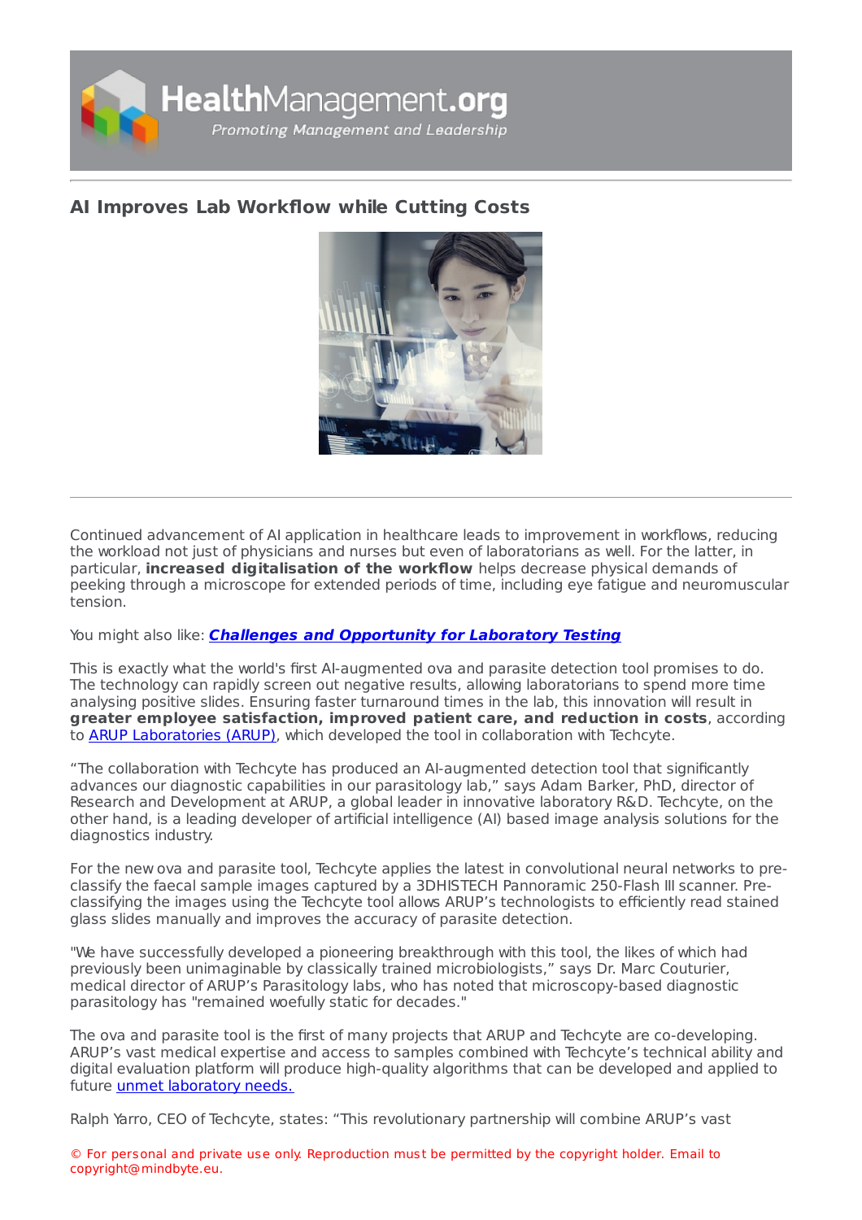# AI Improves Lab Workflow while Cutting Costs

Continued advancement of AI application in healthcare leads to improvement in workflows, reducing the workload not just of physicians and nurses but even of laboratorians as well. For the latter, in particular, **increased digitalisation of the workflow** helps decrease physical demands of peeking through a microscope for extended periods of time, including eye fatigue and neuromuscular tension.

You might also like: ***Challenges and Opportunity for Laboratory Testing***

This is exactly what the world's first AI-augmented ova and parasite detection tool promises to do. The technology can rapidly screen out negative results, allowing laboratorians to spend more time analysing positive slides. Ensuring faster turnaround times in the lab, this innovation will result in **greater employee satisfaction, improved patient care, and reduction in costs**, according to ARUP Laboratories (ARUP), which developed the tool in collaboration with Techcyte.

"The collaboration with Techcyte has produced an AI-augmented detection tool that significantly advances our diagnostic capabilities in our parasitology lab," says Adam Barker, PhD, director of Research and Development at ARUP, a global leader in innovative laboratory R&D. Techcyte, on the other hand, is a leading developer of artificial intelligence (AI) based image analysis solutions for the diagnostics industry.

For the new ova and parasite tool, Techcyte applies the latest in convolutional neural networks to pre-classify the faecal sample images captured by a 3DHISTECH Pannoramic 250-Flash III scanner. Pre-classifying the images using the Techcyte tool allows ARUP's technologists to efficiently read stained glass slides manually and improves the accuracy of parasite detection.

"We have successfully developed a pioneering breakthrough with this tool, the likes of which had previously been unimaginable by classically trained microbiologists," says Dr. Marc Couturier, medical director of ARUP's Parasitology labs, who has noted that microscopy-based diagnostic parasitology has "remained woefully static for decades."

The ova and parasite tool is the first of many projects that ARUP and Techcyte are co-developing. ARUP's vast medical expertise and access to samples combined with Techcyte's technical ability and digital evaluation platform will produce high-quality algorithms that can be developed and applied to future unmet laboratory needs.

Ralph Yarro, CEO of Techcyte, states: "This revolutionary partnership will combine ARUP's vast

© For personal and private use only. Reproduction must be permitted by the copyright holder. Email to copyright@mindbyte.eu.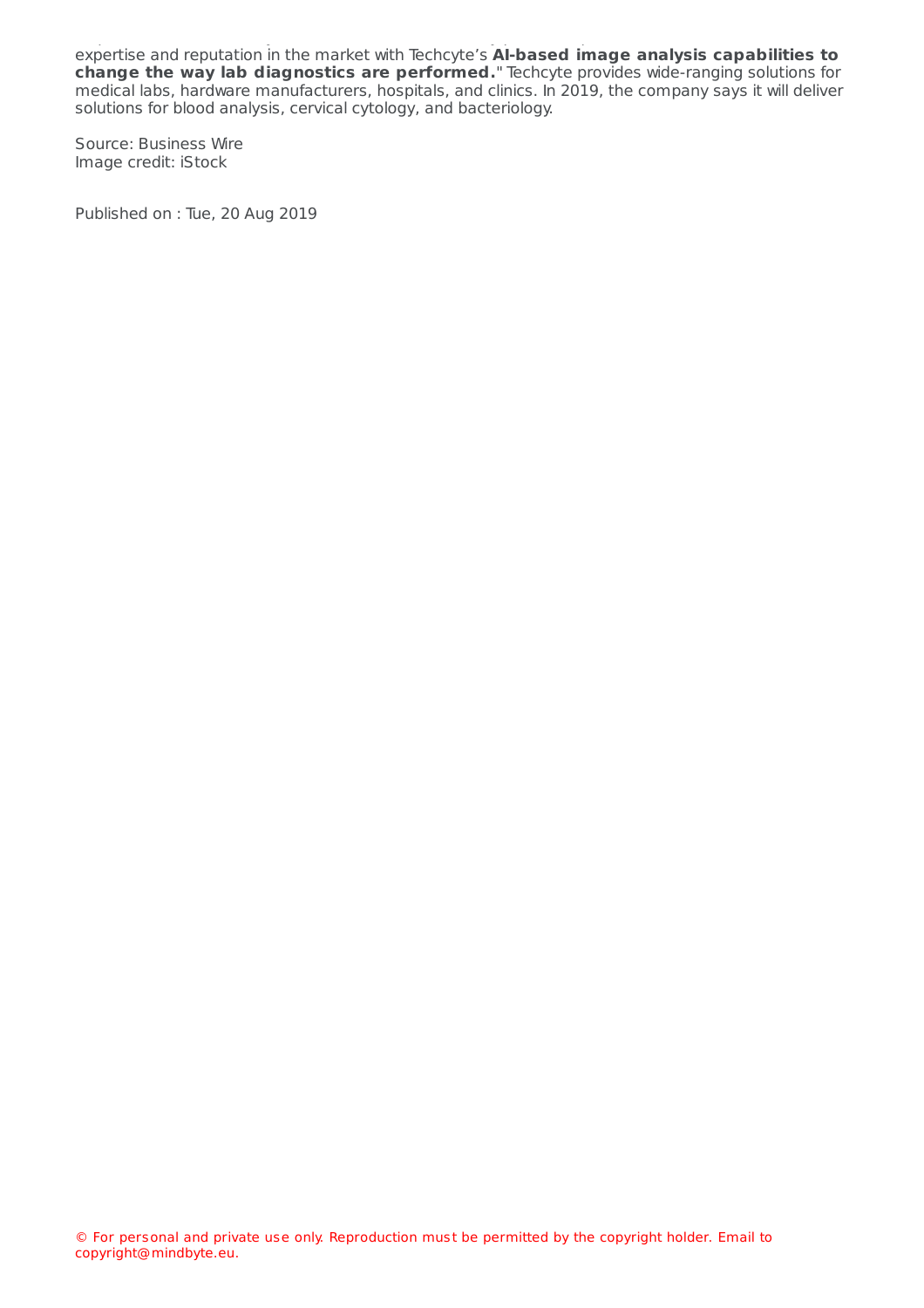expertise and reputation in the market with Techcyte's **AI-based image analysis capabilities to change the way lab diagnostics are performed.**" Techcyte provides wide-ranging solutions for medical labs, hardware manufacturers, hospitals, and clinics. In 2019, the company says it will deliver solutions for blood analysis, cervical cytology, and bacteriology.

Source: Business Wire
Image credit: iStock

Published on : Tue, 20 Aug 2019

© For personal and private use only. Reproduction must be permitted by the copyright holder. Email to copyright@mindbyte.eu.